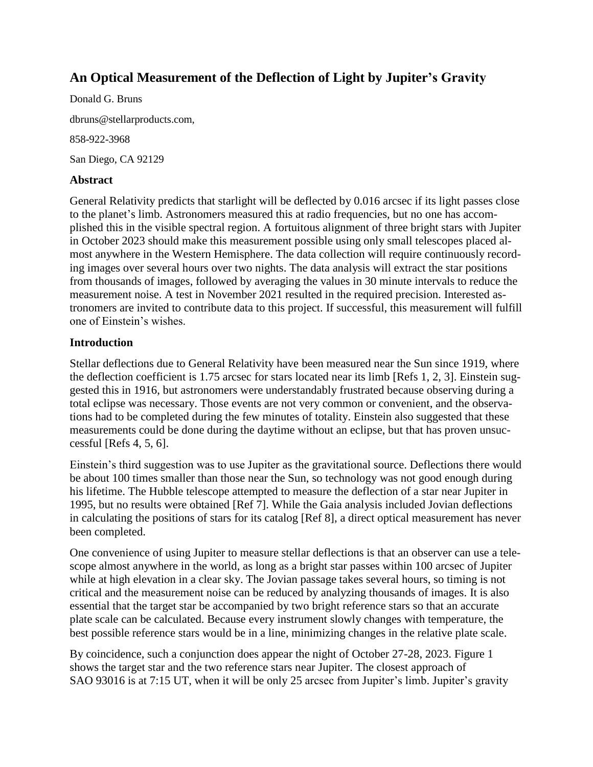# An Optical Measurement of the Deflection of Light by Jupiter's Gravity

Donald G. Bruns

dbruns@stellarproducts.com,

858-922-3968

San Diego, CA 92129

## Abstract

General Relativity predicts that starlight will be deflected by 0.016 arcsec if its light passes close to the planet's limb. Astronomers measured this at radio frequencies, but no one has accomplished this in the visible spectral region. A fortuitous alignment of three bright stars with Jupiter in October 2023 should make this measurement possible using only small telescopes placed almost anywhere in the Western Hemisphere. The data collection will require continuously recording images over several hours over two nights. The data analysis will extract the star positions from thousands of images, followed by averaging the values in 30 minute intervals to reduce the measurement noise. A test in November 2021 resulted in the required precision. Interested astronomers are invited to contribute data to this project. If successful, this measurement will fulfill one of Einstein's wishes.

## Introduction

Stellar deflections due to General Relativity have been measured near the Sun since 1919, where the deflection coefficient is 1.75 arcsec for stars located near its limb [Refs 1, 2, 3]. Einstein suggested this in 1916, but astronomers were understandably frustrated because observing during a total eclipse was necessary. Those events are not very common or convenient, and the observations had to be completed during the few minutes of totality. Einstein also suggested that these measurements could be done during the daytime without an eclipse, but that has proven unsuccessful [Refs 4, 5, 6].

Einstein's third suggestion was to use Jupiter as the gravitational source. Deflections there would be about 100 times smaller than those near the Sun, so technology was not good enough during his lifetime. The Hubble telescope attempted to measure the deflection of a star near Jupiter in 1995, but no results were obtained [Ref 7]. While the Gaia analysis included Jovian deflections in calculating the positions of stars for its catalog [Ref 8], a direct optical measurement has never been completed.

One convenience of using Jupiter to measure stellar deflections is that an observer can use a telescope almost anywhere in the world, as long as a bright star passes within 100 arcsec of Jupiter while at high elevation in a clear sky. The Jovian passage takes several hours, so timing is not critical and the measurement noise can be reduced by analyzing thousands of images. It is also essential that the target star be accompanied by two bright reference stars so that an accurate plate scale can be calculated. Because every instrument slowly changes with temperature, the best possible reference stars would be in a line, minimizing changes in the relative plate scale.

By coincidence, such a conjunction does appear the night of October 27-28, 2023. Figure 1 shows the target star and the two reference stars near Jupiter. The closest approach of SAO 93016 is at 7:15 UT, when it will be only 25 arcsec from Jupiter's limb. Jupiter's gravity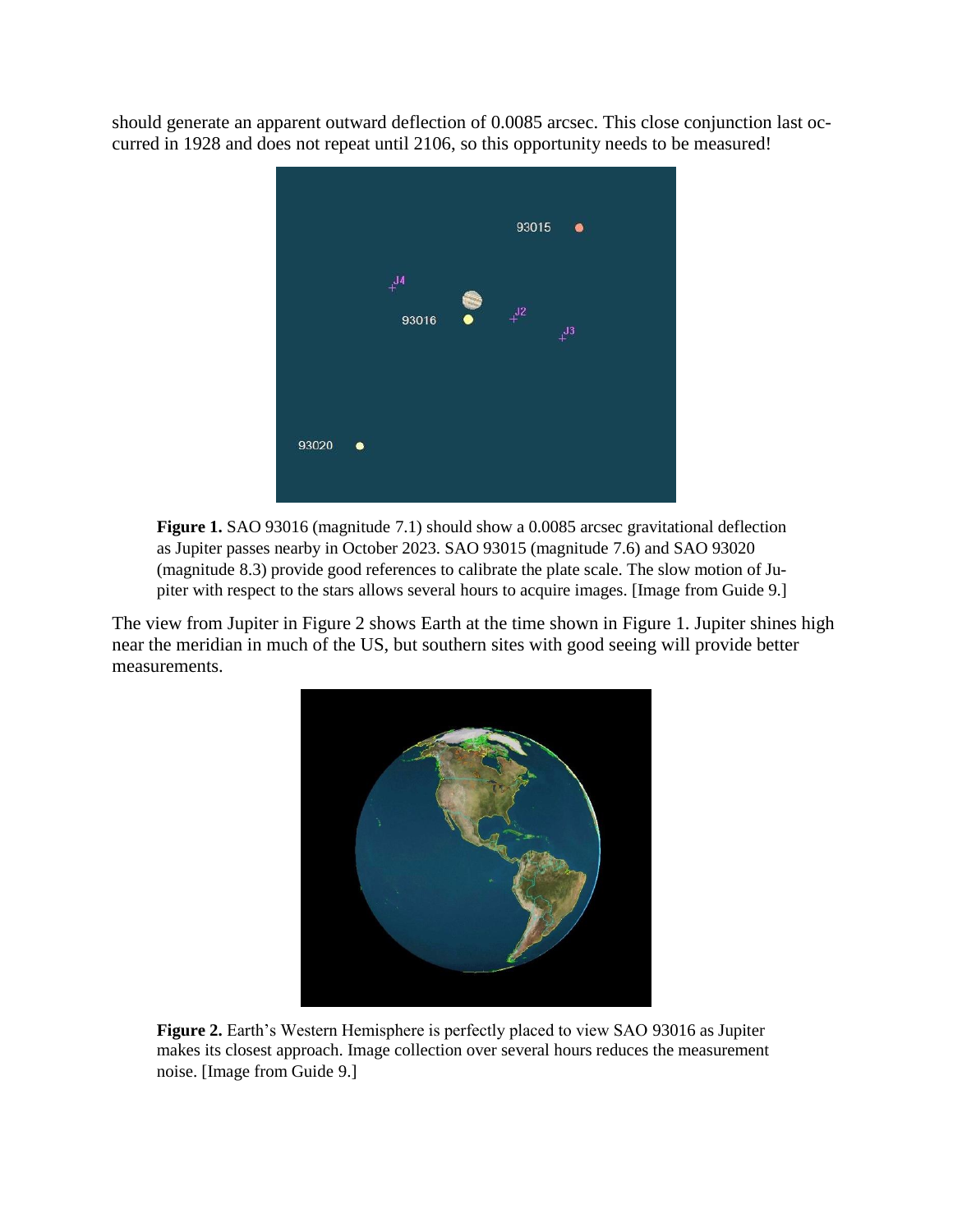should generate an apparent outward deflection of 0.0085 arcsec. This close conjunction last occurred in 1928 and does not repeat until 2106, so this opportunity needs to be measured!

**Figure 1.** SAO 93016 (magnitude 7.1) should show a 0.0085 arcsec gravitational deflection as Jupiter passes nearby in October 2023. SAO 93015 (magnitude 7.6) and SAO 93020 (magnitude 8.3) provide good references to calibrate the plate scale. The slow motion of Jupiter with respect to the stars allows several hours to acquire images. [Image from Guide 9.]

The view from Jupiter in Figure 2 shows Earth at the time shown in Figure 1. Jupiter shines high near the meridian in much of the US, but southern sites with good seeing will provide better measurements.

**Figure 2.** Earth's Western Hemisphere is perfectly placed to view SAO 93016 as Jupiter makes its closest approach. Image collection over several hours reduces the measurement noise. [Image from Guide 9.]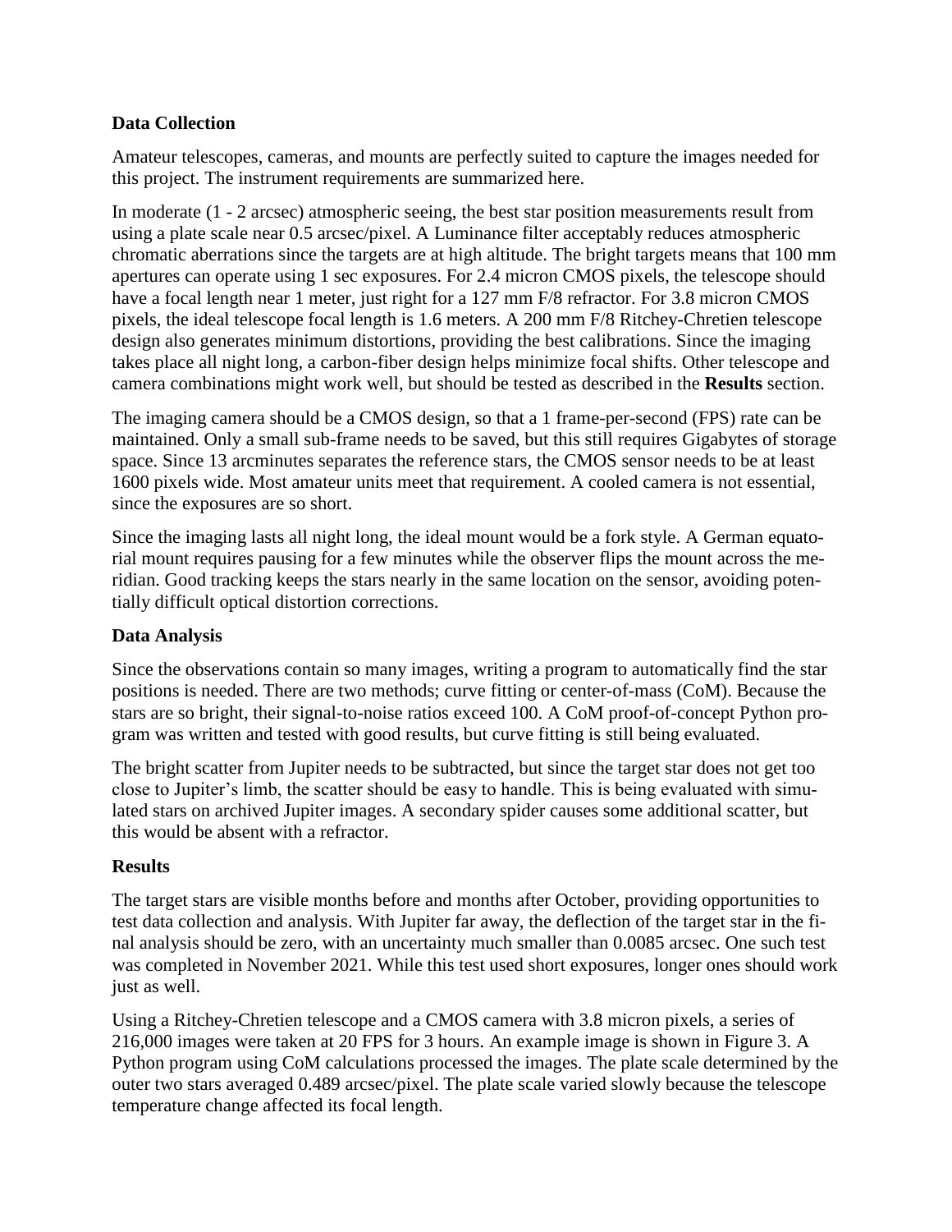**Data Collection**

Amateur telescopes, cameras, and mounts are perfectly suited to capture the images needed for this project. The instrument requirements are summarized here.

In moderate (1 - 2 arcsec) atmospheric seeing, the best star position measurements result from using a plate scale near 0.5 arcsec/pixel. A Luminance filter acceptably reduces atmospheric chromatic aberrations since the targets are at high altitude. The bright targets means that 100 mm apertures can operate using 1 sec exposures. For 2.4 micron CMOS pixels, the telescope should have a focal length near 1 meter, just right for a 127 mm F/8 refractor. For 3.8 micron CMOS pixels, the ideal telescope focal length is 1.6 meters. A 200 mm F/8 Ritchey-Chretien telescope design also generates minimum distortions, providing the best calibrations. Since the imaging takes place all night long, a carbon-fiber design helps minimize focal shifts. Other telescope and camera combinations might work well, but should be tested as described in the **Results** section.

The imaging camera should be a CMOS design, so that a 1 frame-per-second (FPS) rate can be maintained. Only a small sub-frame needs to be saved, but this still requires Gigabytes of storage space. Since 13 arcminutes separates the reference stars, the CMOS sensor needs to be at least 1600 pixels wide. Most amateur units meet that requirement. A cooled camera is not essential, since the exposures are so short.

Since the imaging lasts all night long, the ideal mount would be a fork style. A German equatorial mount requires pausing for a few minutes while the observer flips the mount across the meridian. Good tracking keeps the stars nearly in the same location on the sensor, avoiding potentially difficult optical distortion corrections.

**Data Analysis**

Since the observations contain so many images, writing a program to automatically find the star positions is needed. There are two methods; curve fitting or center-of-mass (CoM). Because the stars are so bright, their signal-to-noise ratios exceed 100. A CoM proof-of-concept Python program was written and tested with good results, but curve fitting is still being evaluated.

The bright scatter from Jupiter needs to be subtracted, but since the target star does not get too close to Jupiter's limb, the scatter should be easy to handle. This is being evaluated with simulated stars on archived Jupiter images. A secondary spider causes some additional scatter, but this would be absent with a refractor.

**Results**

The target stars are visible months before and months after October, providing opportunities to test data collection and analysis. With Jupiter far away, the deflection of the target star in the final analysis should be zero, with an uncertainty much smaller than 0.0085 arcsec. One such test was completed in November 2021. While this test used short exposures, longer ones should work just as well.

Using a Ritchey-Chretien telescope and a CMOS camera with 3.8 micron pixels, a series of 216,000 images were taken at 20 FPS for 3 hours. An example image is shown in Figure 3. A Python program using CoM calculations processed the images. The plate scale determined by the outer two stars averaged 0.489 arcsec/pixel. The plate scale varied slowly because the telescope temperature change affected its focal length.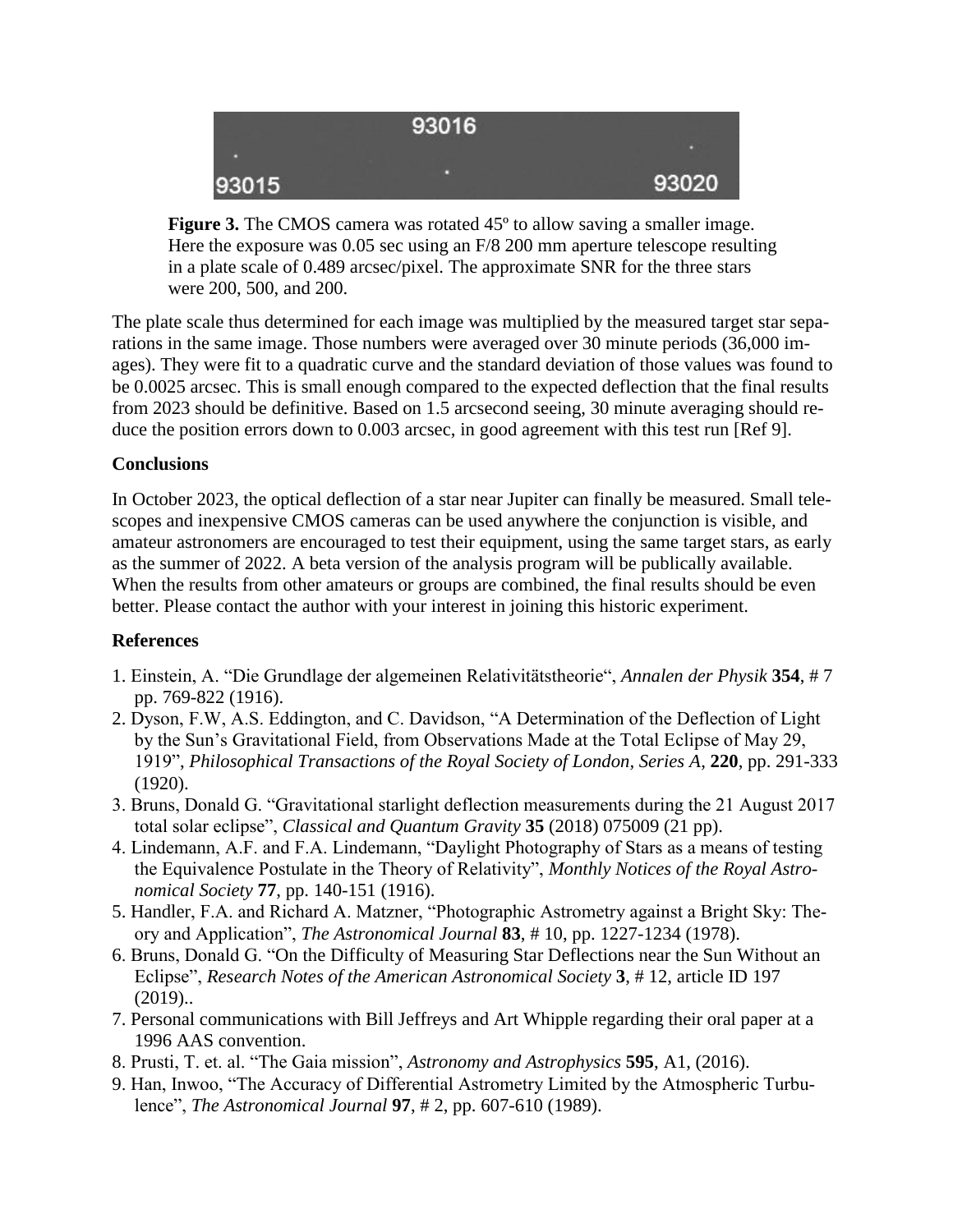93016

93015

93020

**Figure 3.** The CMOS camera was rotated 45º to allow saving a smaller image. Here the exposure was 0.05 sec using an F/8 200 mm aperture telescope resulting in a plate scale of 0.489 arcsec/pixel. The approximate SNR for the three stars were 200, 500, and 200.

The plate scale thus determined for each image was multiplied by the measured target star separations in the same image. Those numbers were averaged over 30 minute periods (36,000 images). They were fit to a quadratic curve and the standard deviation of those values was found to be 0.0025 arcsec. This is small enough compared to the expected deflection that the final results from 2023 should be definitive. Based on 1.5 arcsecond seeing, 30 minute averaging should reduce the position errors down to 0.003 arcsec, in good agreement with this test run [Ref 9].

## Conclusions

In October 2023, the optical deflection of a star near Jupiter can finally be measured. Small telescopes and inexpensive CMOS cameras can be used anywhere the conjunction is visible, and amateur astronomers are encouraged to test their equipment, using the same target stars, as early as the summer of 2022. A beta version of the analysis program will be publically available. When the results from other amateurs or groups are combined, the final results should be even better. Please contact the author with your interest in joining this historic experiment.

## References

1. Einstein, A. "Die Grundlage der algemeinen Relativitätstheorie", *Annalen der Physik* **354**, # 7 pp. 769-822 (1916).
2. Dyson, F.W, A.S. Eddington, and C. Davidson, "A Determination of the Deflection of Light by the Sun's Gravitational Field, from Observations Made at the Total Eclipse of May 29, 1919", *Philosophical Transactions of the Royal Society of London, Series A*, **220**, pp. 291-333 (1920).
3. Bruns, Donald G. "Gravitational starlight deflection measurements during the 21 August 2017 total solar eclipse", *Classical and Quantum Gravity* **35** (2018) 075009 (21 pp).
4. Lindemann, A.F. and F.A. Lindemann, "Daylight Photography of Stars as a means of testing the Equivalence Postulate in the Theory of Relativity", *Monthly Notices of the Royal Astronomical Society* **77**, pp. 140-151 (1916).
5. Handler, F.A. and Richard A. Matzner, "Photographic Astrometry against a Bright Sky: Theory and Application", *The Astronomical Journal* **83**, # 10, pp. 1227-1234 (1978).
6. Bruns, Donald G. "On the Difficulty of Measuring Star Deflections near the Sun Without an Eclipse", *Research Notes of the American Astronomical Society* **3**, # 12, article ID 197 (2019)..
7. Personal communications with Bill Jeffreys and Art Whipple regarding their oral paper at a 1996 AAS convention.
8. Prusti, T. et. al. "The Gaia mission", *Astronomy and Astrophysics* **595**, A1, (2016).
9. Han, Inwoo, "The Accuracy of Differential Astrometry Limited by the Atmospheric Turbulence", *The Astronomical Journal* **97**, # 2, pp. 607-610 (1989).